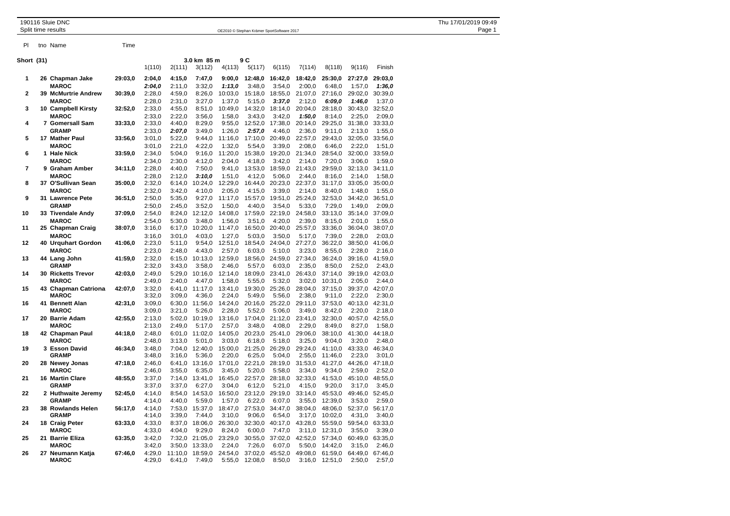190116 Sluie DNC

Split time results

OE2010 © Stephan Krämer SportSoftware 2017

**Short (31)** — 3.0 km 85 m — 9 C

| Pl | tno | Name | Time | 1(110) | 2(111) | 3(112) | 4(113) | 5(117) | 6(115) | 7(114) | 8(118) | 9(116) | Finish |
|---|---|---|---|---|---|---|---|---|---|---|---|---|---|
| 1 | 26 | **Chapman Jake** | **29:03,0** | 2:04,0 | 4:15,0 | 7:47,0 | 9:00,0 | 12:48,0 | 16:42,0 | 18:42,0 | 25:30,0 | 27:27,0 | 29:03,0 |
| | | **MAROC** | | *2:04,0* | 2:11,0 | 3:32,0 | *1:13,0* | 3:48,0 | 3:54,0 | 2:00,0 | 6:48,0 | 1:57,0 | *1:36,0* |
| 2 | 39 | **McMurtrie Andrew** | **30:39,0** | 2:28,0 | 4:59,0 | 8:26,0 | 10:03,0 | 15:18,0 | 18:55,0 | 21:07,0 | 27:16,0 | 29:02,0 | 30:39,0 |
| | | **MAROC** | | 2:28,0 | 2:31,0 | 3:27,0 | 1:37,0 | 5:15,0 | *3:37,0* | 2:12,0 | *6:09,0* | *1:46,0* | 1:37,0 |
| 3 | 10 | **Campbell Kirsty** | **32:52,0** | 2:33,0 | 4:55,0 | 8:51,0 | 10:49,0 | 14:32,0 | 18:14,0 | 20:04,0 | 28:18,0 | 30:43,0 | 32:52,0 |
| | | **MAROC** | | 2:33,0 | 2:22,0 | 3:56,0 | 1:58,0 | 3:43,0 | 3:42,0 | *1:50,0* | 8:14,0 | 2:25,0 | 2:09,0 |
| 4 | 7 | **Gomersall Sam** | **33:33,0** | 2:33,0 | 4:40,0 | 8:29,0 | 9:55,0 | 12:52,0 | 17:38,0 | 20:14,0 | 29:25,0 | 31:38,0 | 33:33,0 |
| | | **GRAMP** | | 2:33,0 | *2:07,0* | 3:49,0 | 1:26,0 | *2:57,0* | 4:46,0 | 2:36,0 | 9:11,0 | 2:13,0 | 1:55,0 |
| 5 | 17 | **Mather Paul** | **33:56,0** | 3:01,0 | 5:22,0 | 9:44,0 | 11:16,0 | 17:10,0 | 20:49,0 | 22:57,0 | 29:43,0 | 32:05,0 | 33:56,0 |
| | | **MAROC** | | 3:01,0 | 2:21,0 | 4:22,0 | 1:32,0 | 5:54,0 | 3:39,0 | 2:08,0 | 6:46,0 | 2:22,0 | 1:51,0 |
| 6 | 1 | **Hale Nick** | **33:59,0** | 2:34,0 | 5:04,0 | 9:16,0 | 11:20,0 | 15:38,0 | 19:20,0 | 21:34,0 | 28:54,0 | 32:00,0 | 33:59,0 |
| | | **MAROC** | | 2:34,0 | 2:30,0 | 4:12,0 | 2:04,0 | 4:18,0 | 3:42,0 | 2:14,0 | 7:20,0 | 3:06,0 | 1:59,0 |
| 7 | 9 | **Graham Amber** | **34:11,0** | 2:28,0 | 4:40,0 | 7:50,0 | 9:41,0 | 13:53,0 | 18:59,0 | 21:43,0 | 29:59,0 | 32:13,0 | 34:11,0 |
| | | **MAROC** | | 2:28,0 | 2:12,0 | *3:10,0* | 1:51,0 | 4:12,0 | 5:06,0 | 2:44,0 | 8:16,0 | 2:14,0 | 1:58,0 |
| 8 | 37 | **O'Sullivan Sean** | **35:00,0** | 2:32,0 | 6:14,0 | 10:24,0 | 12:29,0 | 16:44,0 | 20:23,0 | 22:37,0 | 31:17,0 | 33:05,0 | 35:00,0 |
| | | **MAROC** | | 2:32,0 | 3:42,0 | 4:10,0 | 2:05,0 | 4:15,0 | 3:39,0 | 2:14,0 | 8:40,0 | 1:48,0 | 1:55,0 |
| 9 | 31 | **Lawrence Pete** | **36:51,0** | 2:50,0 | 5:35,0 | 9:27,0 | 11:17,0 | 15:57,0 | 19:51,0 | 25:24,0 | 32:53,0 | 34:42,0 | 36:51,0 |
| | | **GRAMP** | | 2:50,0 | 2:45,0 | 3:52,0 | 1:50,0 | 4:40,0 | 3:54,0 | 5:33,0 | 7:29,0 | 1:49,0 | 2:09,0 |
| 10 | 33 | **Tivendale Andy** | **37:09,0** | 2:54,0 | 8:24,0 | 12:12,0 | 14:08,0 | 17:59,0 | 22:19,0 | 24:58,0 | 33:13,0 | 35:14,0 | 37:09,0 |
| | | **MAROC** | | 2:54,0 | 5:30,0 | 3:48,0 | 1:56,0 | 3:51,0 | 4:20,0 | 2:39,0 | 8:15,0 | 2:01,0 | 1:55,0 |
| 11 | 25 | **Chapman Craig** | **38:07,0** | 3:16,0 | 6:17,0 | 10:20,0 | 11:47,0 | 16:50,0 | 20:40,0 | 25:57,0 | 33:36,0 | 36:04,0 | 38:07,0 |
| | | **MAROC** | | 3:16,0 | 3:01,0 | 4:03,0 | 1:27,0 | 5:03,0 | 3:50,0 | 5:17,0 | 7:39,0 | 2:28,0 | 2:03,0 |
| 12 | 40 | **Urquhart Gordon** | **41:06,0** | 2:23,0 | 5:11,0 | 9:54,0 | 12:51,0 | 18:54,0 | 24:04,0 | 27:27,0 | 36:22,0 | 38:50,0 | 41:06,0 |
| | | **MAROC** | | 2:23,0 | 2:48,0 | 4:43,0 | 2:57,0 | 6:03,0 | 5:10,0 | 3:23,0 | 8:55,0 | 2:28,0 | 2:16,0 |
| 13 | 44 | **Lang John** | **41:59,0** | 2:32,0 | 6:15,0 | 10:13,0 | 12:59,0 | 18:56,0 | 24:59,0 | 27:34,0 | 36:24,0 | 39:16,0 | 41:59,0 |
| | | **GRAMP** | | 2:32,0 | 3:43,0 | 3:58,0 | 2:46,0 | 5:57,0 | 6:03,0 | 2:35,0 | 8:50,0 | 2:52,0 | 2:43,0 |
| 14 | 30 | **Ricketts Trevor** | **42:03,0** | 2:49,0 | 5:29,0 | 10:16,0 | 12:14,0 | 18:09,0 | 23:41,0 | 26:43,0 | 37:14,0 | 39:19,0 | 42:03,0 |
| | | **MAROC** | | 2:49,0 | 2:40,0 | 4:47,0 | 1:58,0 | 5:55,0 | 5:32,0 | 3:02,0 | 10:31,0 | 2:05,0 | 2:44,0 |
| 15 | 43 | **Chapman Catriona** | **42:07,0** | 3:32,0 | 6:41,0 | 11:17,0 | 13:41,0 | 19:30,0 | 25:26,0 | 28:04,0 | 37:15,0 | 39:37,0 | 42:07,0 |
| | | **MAROC** | | 3:32,0 | 3:09,0 | 4:36,0 | 2:24,0 | 5:49,0 | 5:56,0 | 2:38,0 | 9:11,0 | 2:22,0 | 2:30,0 |
| 16 | 41 | **Bennett Alan** | **42:31,0** | 3:09,0 | 6:30,0 | 11:56,0 | 14:24,0 | 20:16,0 | 25:22,0 | 29:11,0 | 37:53,0 | 40:13,0 | 42:31,0 |
| | | **MAROC** | | 3:09,0 | 3:21,0 | 5:26,0 | 2:28,0 | 5:52,0 | 5:06,0 | 3:49,0 | 8:42,0 | 2:20,0 | 2:18,0 |
| 17 | 20 | **Barrie Adam** | **42:55,0** | 2:13,0 | 5:02,0 | 10:19,0 | 13:16,0 | 17:04,0 | 21:12,0 | 23:41,0 | 32:30,0 | 40:57,0 | 42:55,0 |
| | | **MAROC** | | 2:13,0 | 2:49,0 | 5:17,0 | 2:57,0 | 3:48,0 | 4:08,0 | 2:29,0 | 8:49,0 | 8:27,0 | 1:58,0 |
| 18 | 42 | **Chapman Paul** | **44:18,0** | 2:48,0 | 6:01,0 | 11:02,0 | 14:05,0 | 20:23,0 | 25:41,0 | 29:06,0 | 38:10,0 | 41:30,0 | 44:18,0 |
| | | **MAROC** | | 2:48,0 | 3:13,0 | 5:01,0 | 3:03,0 | 6:18,0 | 5:18,0 | 3:25,0 | 9:04,0 | 3:20,0 | 2:48,0 |
| 19 | 3 | **Esson David** | **46:34,0** | 3:48,0 | 7:04,0 | 12:40,0 | 15:00,0 | 21:25,0 | 26:29,0 | 29:24,0 | 41:10,0 | 43:33,0 | 46:34,0 |
| | | **GRAMP** | | 3:48,0 | 3:16,0 | 5:36,0 | 2:20,0 | 6:25,0 | 5:04,0 | 2:55,0 | 11:46,0 | 2:23,0 | 3:01,0 |
| 20 | 28 | **Newey Jonas** | **47:18,0** | 2:46,0 | 6:41,0 | 13:16,0 | 17:01,0 | 22:21,0 | 28:19,0 | 31:53,0 | 41:27,0 | 44:26,0 | 47:18,0 |
| | | **MAROC** | | 2:46,0 | 3:55,0 | 6:35,0 | 3:45,0 | 5:20,0 | 5:58,0 | 3:34,0 | 9:34,0 | 2:59,0 | 2:52,0 |
| 21 | 16 | **Martin Clare** | **48:55,0** | 3:37,0 | 7:14,0 | 13:41,0 | 16:45,0 | 22:57,0 | 28:18,0 | 32:33,0 | 41:53,0 | 45:10,0 | 48:55,0 |
| | | **GRAMP** | | 3:37,0 | 3:37,0 | 6:27,0 | 3:04,0 | 6:12,0 | 5:21,0 | 4:15,0 | 9:20,0 | 3:17,0 | 3:45,0 |
| 22 | 2 | **Huthwaite Jeremy** | **52:45,0** | 4:14,0 | 8:54,0 | 14:53,0 | 16:50,0 | 23:12,0 | 29:19,0 | 33:14,0 | 45:53,0 | 49:46,0 | 52:45,0 |
| | | **GRAMP** | | 4:14,0 | 4:40,0 | 5:59,0 | 1:57,0 | 6:22,0 | 6:07,0 | 3:55,0 | 12:39,0 | 3:53,0 | 2:59,0 |
| 23 | 38 | **Rowlands Helen** | **56:17,0** | 4:14,0 | 7:53,0 | 15:37,0 | 18:47,0 | 27:53,0 | 34:47,0 | 38:04,0 | 48:06,0 | 52:37,0 | 56:17,0 |
| | | **GRAMP** | | 4:14,0 | 3:39,0 | 7:44,0 | 3:10,0 | 9:06,0 | 6:54,0 | 3:17,0 | 10:02,0 | 4:31,0 | 3:40,0 |
| 24 | 18 | **Craig Peter** | **63:33,0** | 4:33,0 | 8:37,0 | 18:06,0 | 26:30,0 | 32:30,0 | 40:17,0 | 43:28,0 | 55:59,0 | 59:54,0 | 63:33,0 |
| | | **MAROC** | | 4:33,0 | 4:04,0 | 9:29,0 | 8:24,0 | 6:00,0 | 7:47,0 | 3:11,0 | 12:31,0 | 3:55,0 | 3:39,0 |
| 25 | 21 | **Barrie Eliza** | **63:35,0** | 3:42,0 | 7:32,0 | 21:05,0 | 23:29,0 | 30:55,0 | 37:02,0 | 42:52,0 | 57:34,0 | 60:49,0 | 63:35,0 |
| | | **MAROC** | | 3:42,0 | 3:50,0 | 13:33,0 | 2:24,0 | 7:26,0 | 6:07,0 | 5:50,0 | 14:42,0 | 3:15,0 | 2:46,0 |
| 26 | 27 | **Neumann Katja** | **67:46,0** | 4:29,0 | 11:10,0 | 18:59,0 | 24:54,0 | 37:02,0 | 45:52,0 | 49:08,0 | 61:59,0 | 64:49,0 | 67:46,0 |
| | | **MAROC** | | 4:29,0 | 6:41,0 | 7:49,0 | 5:55,0 | 12:08,0 | 8:50,0 | 3:16,0 | 12:51,0 | 2:50,0 | 2:57,0 |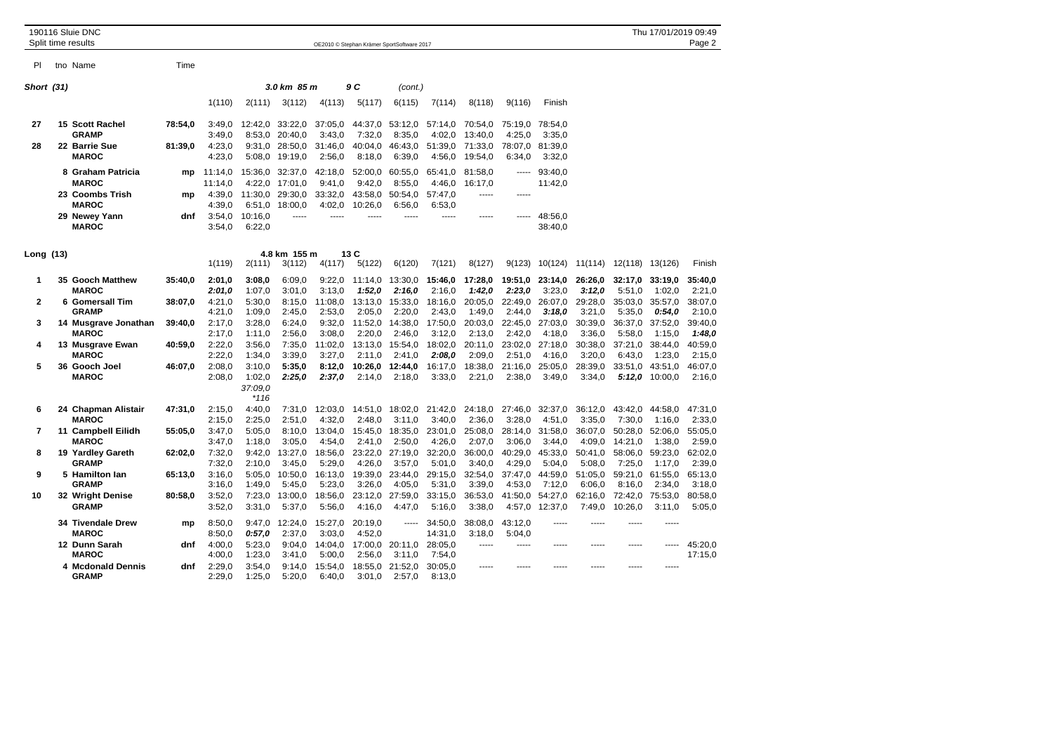| Pl | tno Name | Time | | | | | | | | | | |
|---|---|---|---|---|---|---|---|---|---|---|---|---|
| ***Short (31)*** | | | | | ***3.0 km 85 m*** | | ***9 C*** | *(cont.)* | | | | |
| | | | 1(110) | 2(111) | 3(112) | 4(113) | 5(117) | 6(115) | 7(114) | 8(118) | 9(116) | Finish |
| **27** | **15 Scott Rachel** | **78:54,0** | 3:49,0 | 12:42,0 | 33:22,0 | 37:05,0 | 44:37,0 | 53:12,0 | 57:14,0 | 70:54,0 | 75:19,0 | 78:54,0 |
| | **GRAMP** | | 3:49,0 | 8:53,0 | 20:40,0 | 3:43,0 | 7:32,0 | 8:35,0 | 4:02,0 | 13:40,0 | 4:25,0 | 3:35,0 |
| **28** | **22 Barrie Sue** | **81:39,0** | 4:23,0 | 9:31,0 | 28:50,0 | 31:46,0 | 40:04,0 | 46:43,0 | 51:39,0 | 71:33,0 | 78:07,0 | 81:39,0 |
| | **MAROC** | | 4:23,0 | 5:08,0 | 19:19,0 | 2:56,0 | 8:18,0 | 6:39,0 | 4:56,0 | 19:54,0 | 6:34,0 | 3:32,0 |
| | **8 Graham Patricia** | **mp** | 11:14,0 | 15:36,0 | 32:37,0 | 42:18,0 | 52:00,0 | 60:55,0 | 65:41,0 | 81:58,0 | ----- | 93:40,0 |
| | **MAROC** | | 11:14,0 | 4:22,0 | 17:01,0 | 9:41,0 | 9:42,0 | 8:55,0 | 4:46,0 | 16:17,0 | | 11:42,0 |
| | **23 Coombs Trish** | **mp** | 4:39,0 | 11:30,0 | 29:30,0 | 33:32,0 | 43:58,0 | 50:54,0 | 57:47,0 | ----- | ----- | |
| | **MAROC** | | 4:39,0 | 6:51,0 | 18:00,0 | 4:02,0 | 10:26,0 | 6:56,0 | 6:53,0 | | | |
| | **29 Newey Yann** | **dnf** | 3:54,0 | 10:16,0 | ----- | ----- | ----- | ----- | ----- | ----- | ----- | 48:56,0 |
| | **MAROC** | | 3:54,0 | 6:22,0 | | | | | | | | 38:40,0 |

| Pl | tno Name | Time | | | | | | | | | | | | | | |
|---|---|---|---|---|---|---|---|---|---|---|---|---|---|---|---|---|
| ***Long (13)*** | | | | | ***4.8 km 155 m*** | | ***13 C*** | | | | | | | | | |
| | | | 1(119) | 2(111) | 3(112) | 4(117) | 5(122) | 6(120) | 7(121) | 8(127) | 9(123) | 10(124) | 11(114) | 12(118) | 13(126) | Finish |
| **1** | **35 Gooch Matthew** | **35:40,0** | **2:01,0** | **3:08,0** | 6:09,0 | 9:22,0 | 11:14,0 | 13:30,0 | **15:46,0** | **17:28,0** | **19:51,0** | **23:14,0** | **26:26,0** | **32:17,0** | **33:19,0** | **35:40,0** |
| | **MAROC** | | ***2:01,0*** | 1:07,0 | 3:01,0 | 3:13,0 | ***1:52,0*** | ***2:16,0*** | 2:16,0 | ***1:42,0*** | ***2:23,0*** | 3:23,0 | ***3:12,0*** | 5:51,0 | 1:02,0 | 2:21,0 |
| **2** | **6 Gomersall Tim** | **38:07,0** | 4:21,0 | 5:30,0 | 8:15,0 | 11:08,0 | 13:13,0 | 15:33,0 | 18:16,0 | 20:05,0 | 22:49,0 | 26:07,0 | 29:28,0 | 35:03,0 | 35:57,0 | 38:07,0 |
| | **GRAMP** | | 4:21,0 | 1:09,0 | 2:45,0 | 2:53,0 | 2:05,0 | 2:20,0 | 2:43,0 | 1:49,0 | 2:44,0 | ***3:18,0*** | 3:21,0 | 5:35,0 | ***0:54,0*** | 2:10,0 |
| **3** | **14 Musgrave Jonathan** | **39:40,0** | 2:17,0 | 3:28,0 | 6:24,0 | 9:32,0 | 11:52,0 | 14:38,0 | 17:50,0 | 20:03,0 | 22:45,0 | 27:03,0 | 30:39,0 | 36:37,0 | 37:52,0 | 39:40,0 |
| | **MAROC** | | 2:17,0 | 1:11,0 | 2:56,0 | 3:08,0 | 2:20,0 | 2:46,0 | 3:12,0 | 2:13,0 | 2:42,0 | 4:18,0 | 3:36,0 | 5:58,0 | 1:15,0 | ***1:48,0*** |
| **4** | **13 Musgrave Ewan** | **40:59,0** | 2:22,0 | 3:56,0 | 7:35,0 | 11:02,0 | 13:13,0 | 15:54,0 | 18:02,0 | 20:11,0 | 23:02,0 | 27:18,0 | 30:38,0 | 37:21,0 | 38:44,0 | 40:59,0 |
| | **MAROC** | | 2:22,0 | 1:34,0 | 3:39,0 | 3:27,0 | 2:11,0 | 2:41,0 | ***2:08,0*** | 2:09,0 | 2:51,0 | 4:16,0 | 3:20,0 | 6:43,0 | 1:23,0 | 2:15,0 |
| **5** | **36 Gooch Joel** | **46:07,0** | 2:08,0 | 3:10,0 | **5:35,0** | **8:12,0** | **10:26,0** | **12:44,0** | 16:17,0 | 18:38,0 | 21:16,0 | 25:05,0 | 28:39,0 | 33:51,0 | 43:51,0 | 46:07,0 |
| | **MAROC** | | 2:08,0 | 1:02,0 | ***2:25,0*** | ***2:37,0*** | 2:14,0 | 2:18,0 | 3:33,0 | 2:21,0 | 2:38,0 | 3:49,0 | 3:34,0 | ***5:12,0*** | 10:00,0 | 2:16,0 |
| | | | | 37:09,0 *116 | | | | | | | | | | | | |
| **6** | **24 Chapman Alistair** | **47:31,0** | 2:15,0 | 4:40,0 | 7:31,0 | 12:03,0 | 14:51,0 | 18:02,0 | 21:42,0 | 24:18,0 | 27:46,0 | 32:37,0 | 36:12,0 | 43:42,0 | 44:58,0 | 47:31,0 |
| | **GRAMP** | | 2:15,0 | 2:25,0 | 2:51,0 | 4:32,0 | 2:48,0 | 3:11,0 | 3:40,0 | 2:36,0 | 3:28,0 | 4:51,0 | 3:35,0 | 7:30,0 | 1:16,0 | 2:33,0 |
| **7** | **11 Campbell Eilidh** | **55:05,0** | 3:47,0 | 5:05,0 | 8:10,0 | 13:04,0 | 15:45,0 | 18:35,0 | 23:01,0 | 25:08,0 | 28:14,0 | 31:58,0 | 36:07,0 | 50:28,0 | 52:06,0 | 55:05,0 |
| | **MAROC** | | 3:47,0 | 1:18,0 | 3:05,0 | 4:54,0 | 2:41,0 | 2:50,0 | 4:26,0 | 2:07,0 | 3:06,0 | 3:44,0 | 4:09,0 | 14:21,0 | 1:38,0 | 2:59,0 |
| **8** | **19 Yardley Gareth** | **62:02,0** | 7:32,0 | 9:42,0 | 13:27,0 | 18:56,0 | 23:22,0 | 27:19,0 | 32:20,0 | 36:00,0 | 40:29,0 | 45:33,0 | 50:41,0 | 58:06,0 | 59:23,0 | 62:02,0 |
| | **GRAMP** | | 7:32,0 | 2:10,0 | 3:45,0 | 5:29,0 | 4:26,0 | 3:57,0 | 5:01,0 | 3:40,0 | 4:29,0 | 5:04,0 | 5:08,0 | 7:25,0 | 1:17,0 | 2:39,0 |
| **9** | **5 Hamilton Ian** | **65:13,0** | 3:16,0 | 5:05,0 | 10:50,0 | 16:13,0 | 19:39,0 | 23:44,0 | 29:15,0 | 32:54,0 | 37:47,0 | 44:59,0 | 51:05,0 | 59:21,0 | 61:55,0 | 65:13,0 |
| | **GRAMP** | | 3:16,0 | 1:49,0 | 5:45,0 | 5:23,0 | 3:26,0 | 4:05,0 | 5:31,0 | 3:39,0 | 4:53,0 | 7:12,0 | 6:06,0 | 8:16,0 | 2:34,0 | 3:18,0 |
| **10** | **32 Wright Denise** | **80:58,0** | 3:52,0 | 7:23,0 | 13:00,0 | 18:56,0 | 23:12,0 | 27:59,0 | 33:15,0 | 36:53,0 | 41:50,0 | 54:27,0 | 62:16,0 | 72:42,0 | 75:53,0 | 80:58,0 |
| | **GRAMP** | | 3:52,0 | 3:31,0 | 5:37,0 | 5:56,0 | 4:16,0 | 4:47,0 | 5:16,0 | 3:38,0 | 4:57,0 | 12:37,0 | 7:49,0 | 10:26,0 | 3:11,0 | 5:05,0 |
| | **34 Tivendale Drew** | **mp** | 8:50,0 | 9:47,0 | 12:24,0 | 15:27,0 | 20:19,0 | ----- | 34:50,0 | 38:08,0 | 43:12,0 | ----- | ----- | ----- | ----- | |
| | **MAROC** | | 8:50,0 | ***0:57,0*** | 2:37,0 | 3:03,0 | 4:52,0 | | 14:31,0 | 3:18,0 | 5:04,0 | | | | | |
| | **12 Dunn Sarah** | **dnf** | 4:00,0 | 5:23,0 | 9:04,0 | 14:04,0 | 17:00,0 | 20:11,0 | 28:05,0 | ----- | ----- | ----- | ----- | ----- | ----- | 45:20,0 |
| | **MAROC** | | 4:00,0 | 1:23,0 | 3:41,0 | 5:00,0 | 2:56,0 | 3:11,0 | 7:54,0 | | | | | | | 17:15,0 |
| | **4 Mcdonald Dennis** | **dnf** | 2:29,0 | 3:54,0 | 9:14,0 | 15:54,0 | 18:55,0 | 21:52,0 | 30:05,0 | ----- | ----- | ----- | ----- | ----- | ----- | |
| | **GRAMP** | | 2:29,0 | 1:25,0 | 5:20,0 | 6:40,0 | 3:01,0 | 2:57,0 | 8:13,0 | | | | | | | |